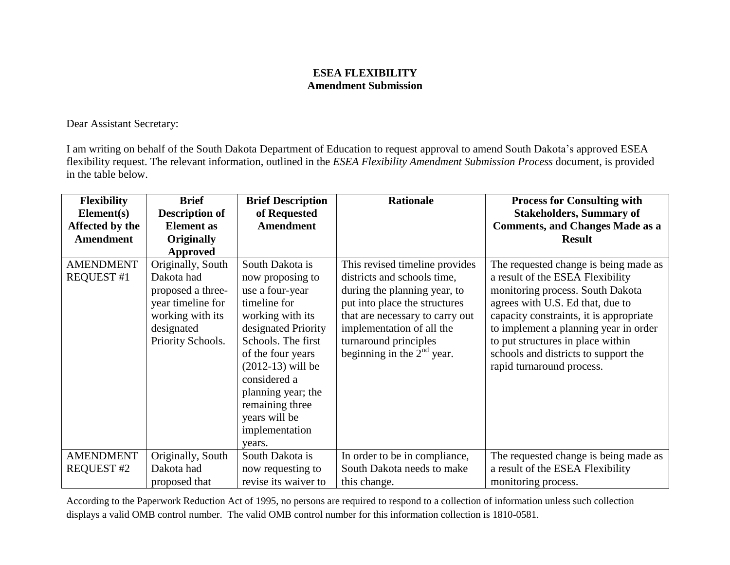**ESEA FLEXIBILITY**
**Amendment Submission**

Dear Assistant Secretary:

I am writing on behalf of the South Dakota Department of Education to request approval to amend South Dakota's approved ESEA flexibility request. The relevant information, outlined in the *ESEA Flexibility Amendment Submission Process* document, is provided in the table below.

| Flexibility Element(s) Affected by the Amendment | Brief Description of Element as Originally Approved | Brief Description of Requested Amendment | Rationale | Process for Consulting with Stakeholders, Summary of Comments, and Changes Made as a Result |
|---|---|---|---|---|
| AMENDMENT REQUEST #1 | Originally, South Dakota had proposed a three-year timeline for working with its designated Priority Schools. | South Dakota is now proposing to use a four-year timeline for working with its designated Priority Schools. The first of the four years (2012-13) will be considered a planning year; the remaining three years will be implementation years. | This revised timeline provides districts and schools time, during the planning year, to put into place the structures that are necessary to carry out implementation of all the turnaround principles beginning in the 2nd year. | The requested change is being made as a result of the ESEA Flexibility monitoring process. South Dakota agrees with U.S. Ed that, due to capacity constraints, it is appropriate to implement a planning year in order to put structures in place within schools and districts to support the rapid turnaround process. |
| AMENDMENT REQUEST #2 | Originally, South Dakota had proposed that | South Dakota is now requesting to revise its waiver to | In order to be in compliance, South Dakota needs to make this change. | The requested change is being made as a result of the ESEA Flexibility monitoring process. |

According to the Paperwork Reduction Act of 1995, no persons are required to respond to a collection of information unless such collection displays a valid OMB control number. The valid OMB control number for this information collection is 1810-0581.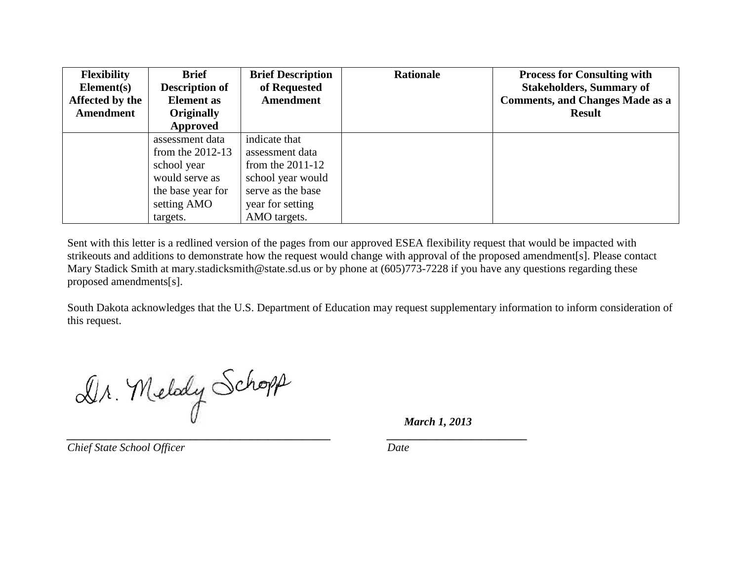| Flexibility Element(s) Affected by the Amendment | Brief Description of Element as Originally Approved | Brief Description of Requested Amendment | Rationale | Process for Consulting with Stakeholders, Summary of Comments, and Changes Made as a Result |
|---|---|---|---|---|
| | assessment data from the 2012-13 school year would serve as the base year for setting AMO targets. | indicate that assessment data from the 2011-12 school year would serve as the base year for setting AMO targets. | | |

Sent with this letter is a redlined version of the pages from our approved ESEA flexibility request that would be impacted with strikeouts and additions to demonstrate how the request would change with approval of the proposed amendment[s]. Please contact Mary Stadick Smith at mary.stadicksmith@state.sd.us or by phone at (605)773-7228 if you have any questions regarding these proposed amendments[s].

South Dakota acknowledges that the U.S. Department of Education may request supplementary information to inform consideration of this request.

Dr. Melody Schopp

*March 1, 2013*

*Chief State School Officer* *Date*